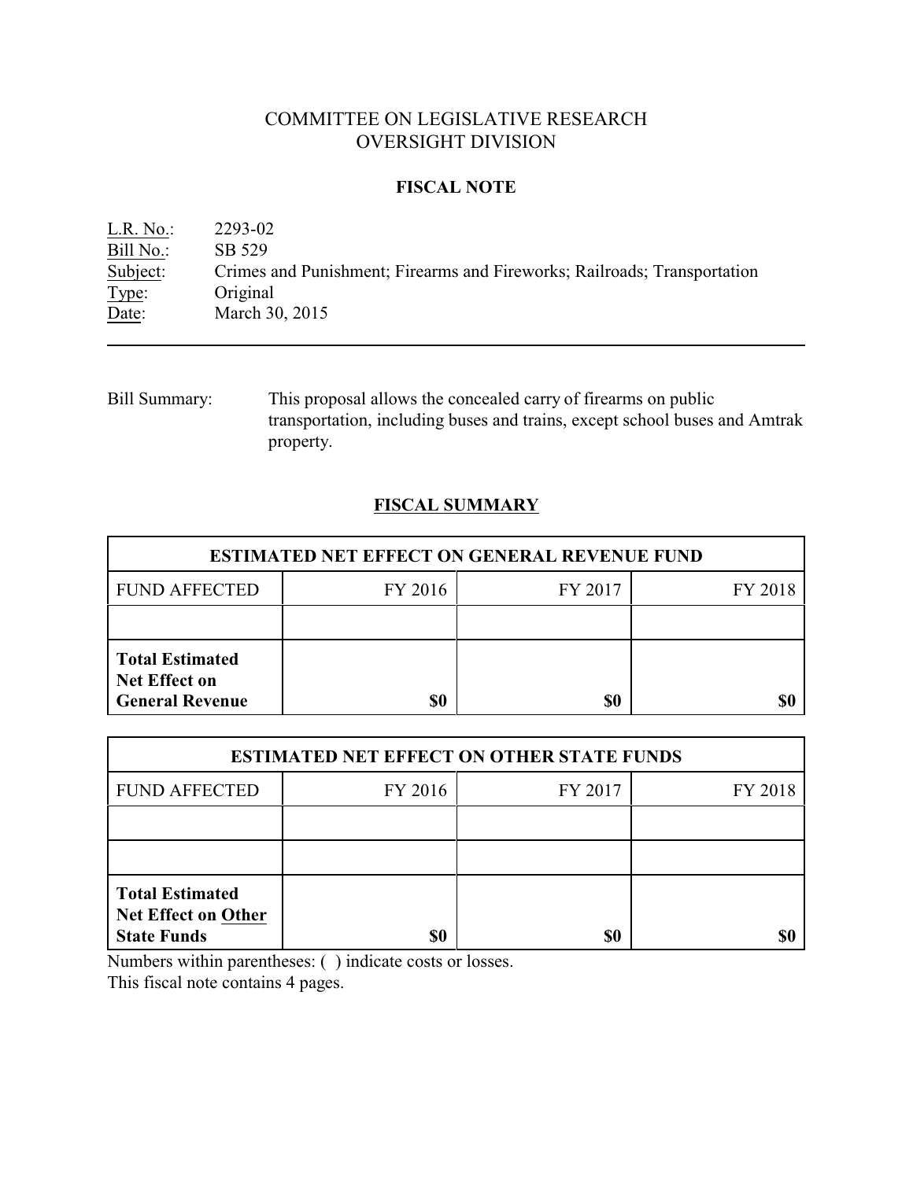# COMMITTEE ON LEGISLATIVE RESEARCH
# OVERSIGHT DIVISION

## FISCAL NOTE

L.R. No.: 2293-02
Bill No.: SB 529
Subject: Crimes and Punishment; Firearms and Fireworks; Railroads; Transportation
Type: Original
Date: March 30, 2015

---

Bill Summary: This proposal allows the concealed carry of firearms on public transportation, including buses and trains, except school buses and Amtrak property.

## FISCAL SUMMARY

| ESTIMATED NET EFFECT ON GENERAL REVENUE FUND | | | |
|---|---|---|---|
| FUND AFFECTED | FY 2016 | FY 2017 | FY 2018 |
| | | | |
| **Total Estimated Net Effect on General Revenue** | **$0** | **$0** | **$0** |

| ESTIMATED NET EFFECT ON OTHER STATE FUNDS | | | |
|---|---|---|---|
| FUND AFFECTED | FY 2016 | FY 2017 | FY 2018 |
| | | | |
| | | | |
| **Total Estimated Net Effect on Other State Funds** | **$0** | **$0** | **$0** |

Numbers within parentheses: ( ) indicate costs or losses.
This fiscal note contains 4 pages.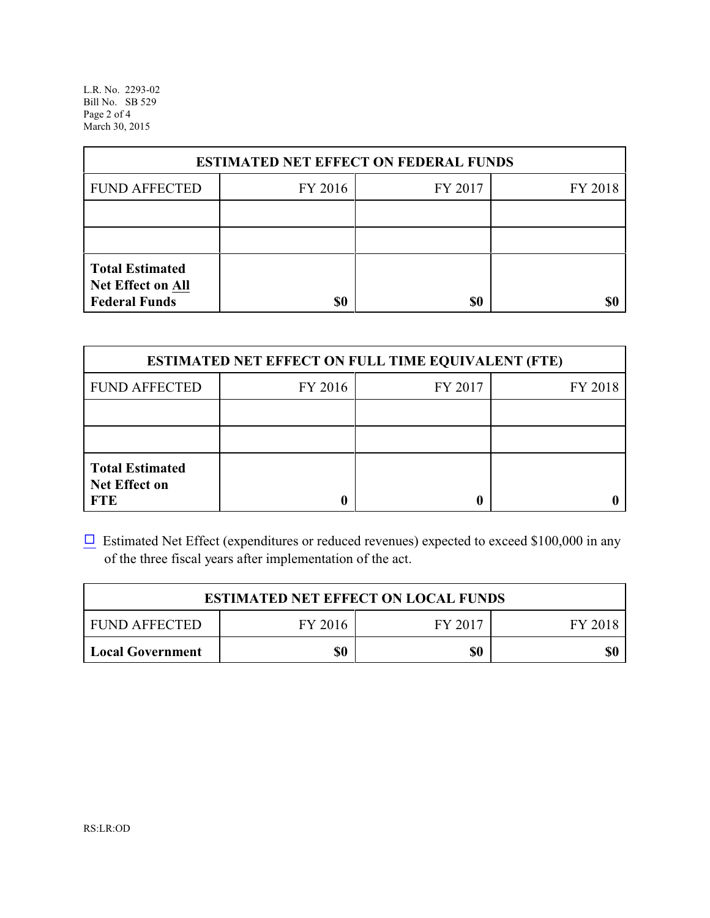| ESTIMATED NET EFFECT ON FEDERAL FUNDS | | | |
|---|---|---|---|
| FUND AFFECTED | FY 2016 | FY 2017 | FY 2018 |
| | | | |
| | | | |
| **Total Estimated Net Effect on All Federal Funds** | **$0** | **$0** | **$0** |

| ESTIMATED NET EFFECT ON FULL TIME EQUIVALENT (FTE) | | | |
|---|---|---|---|
| FUND AFFECTED | FY 2016 | FY 2017 | FY 2018 |
| | | | |
| | | | |
| **Total Estimated Net Effect on FTE** | **0** | **0** | **0** |

☐ Estimated Net Effect (expenditures or reduced revenues) expected to exceed $100,000 in any of the three fiscal years after implementation of the act.

| ESTIMATED NET EFFECT ON LOCAL FUNDS | | | |
|---|---|---|---|
| FUND AFFECTED | FY 2016 | FY 2017 | FY 2018 |
| **Local Government** | **$0** | **$0** | **$0** |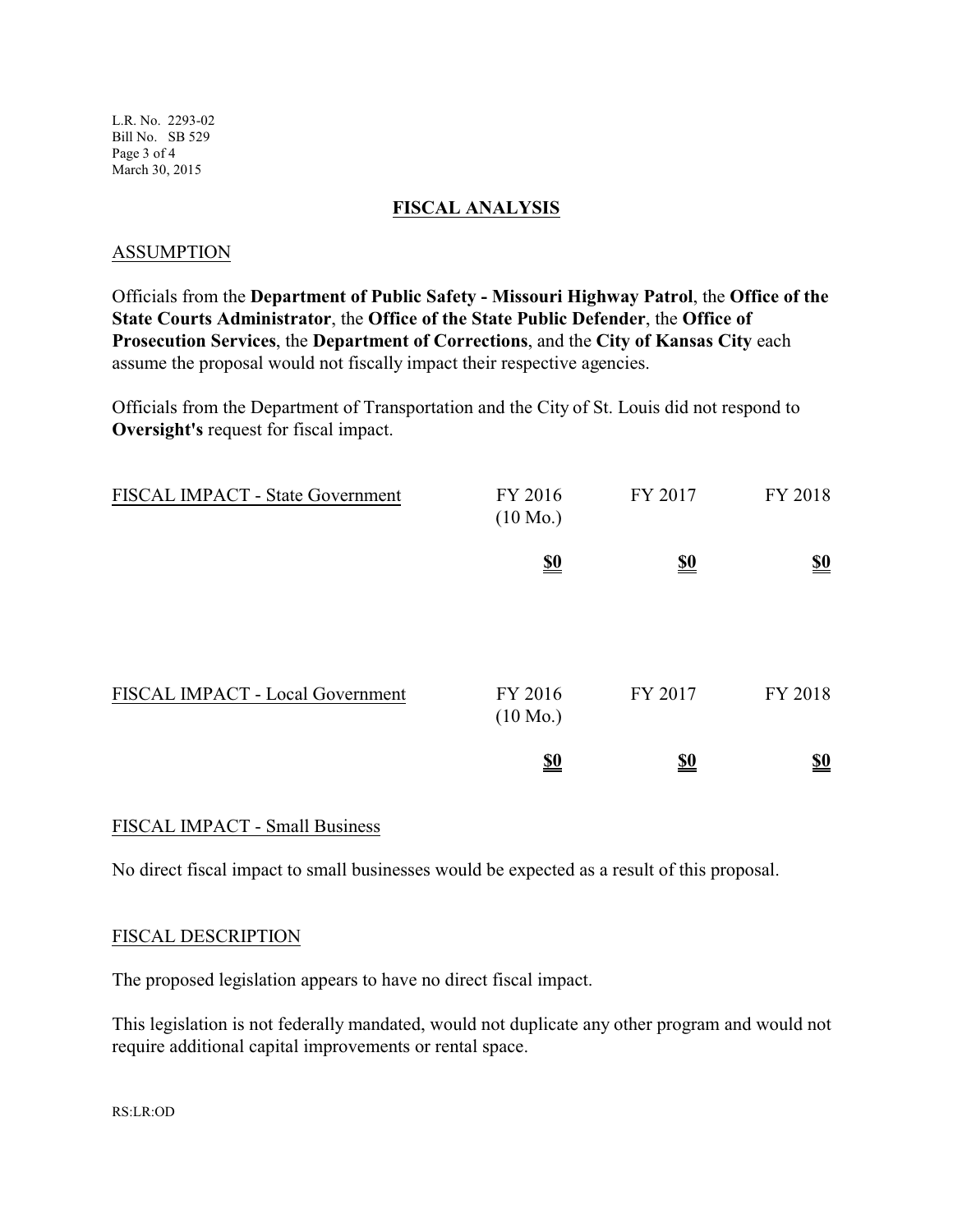# FISCAL ANALYSIS

## ASSUMPTION

Officials from the **Department of Public Safety - Missouri Highway Patrol**, the **Office of the State Courts Administrator**, the **Office of the State Public Defender**, the **Office of Prosecution Services**, the **Department of Corrections**, and the **City of Kansas City** each assume the proposal would not fiscally impact their respective agencies.

Officials from the Department of Transportation and the City of St. Louis did not respond to **Oversight's** request for fiscal impact.

| FISCAL IMPACT - State Government | FY 2016 (10 Mo.) | FY 2017 | FY 2018 |
|---|---|---|---|
| | **$0** | **$0** | **$0** |

| FISCAL IMPACT - Local Government | FY 2016 (10 Mo.) | FY 2017 | FY 2018 |
|---|---|---|---|
| | **$0** | **$0** | **$0** |

## FISCAL IMPACT - Small Business

No direct fiscal impact to small businesses would be expected as a result of this proposal.

## FISCAL DESCRIPTION

The proposed legislation appears to have no direct fiscal impact.

This legislation is not federally mandated, would not duplicate any other program and would not require additional capital improvements or rental space.

RS:LR:OD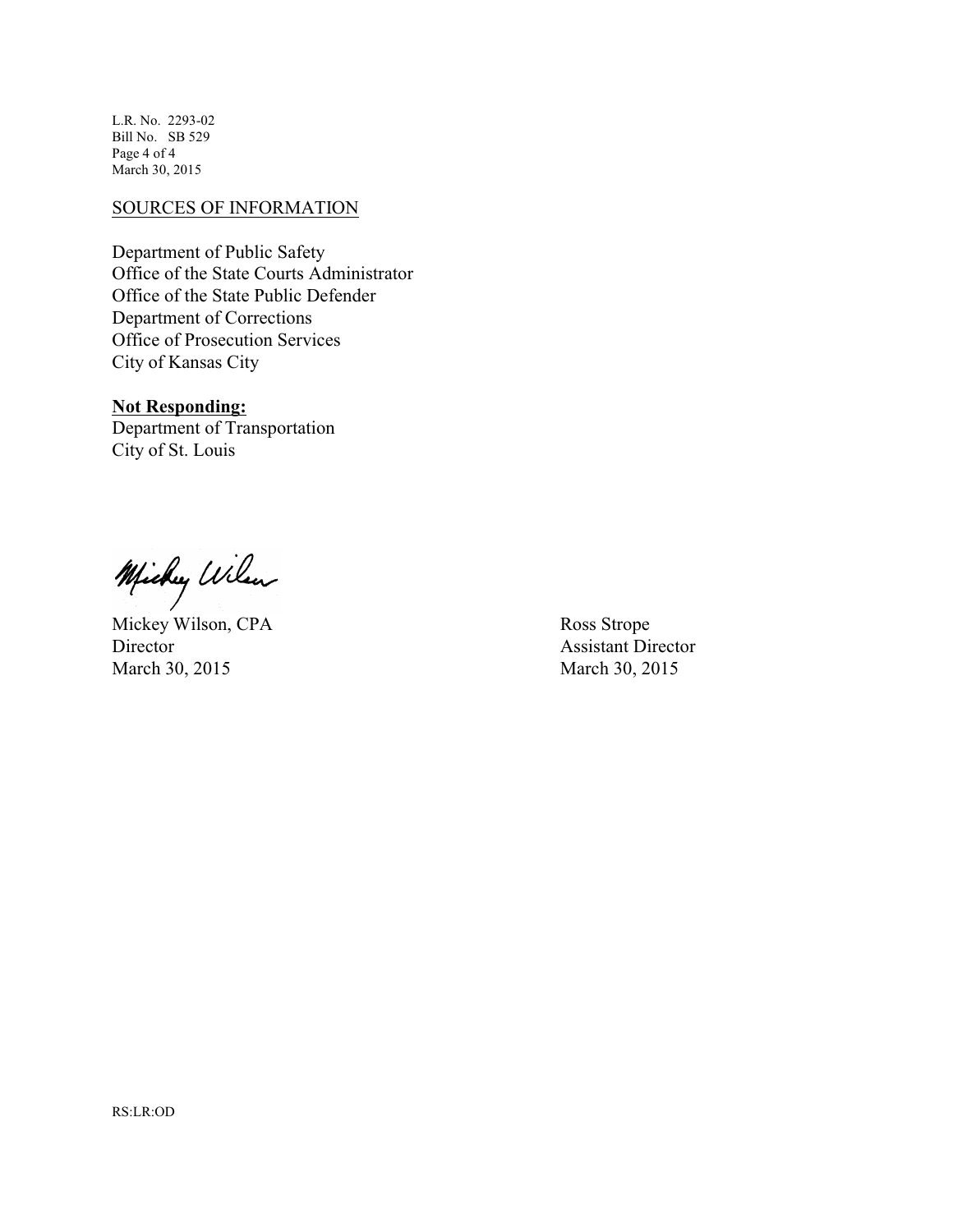## SOURCES OF INFORMATION

Department of Public Safety
Office of the State Courts Administrator
Office of the State Public Defender
Department of Corrections
Office of Prosecution Services
City of Kansas City

**Not Responding:**
Department of Transportation
City of St. Louis

Mickey Wilson, CA
Director
March 30, 2015

Ross Strope
Assistant Director
March 30, 2015

RS:LR:OD